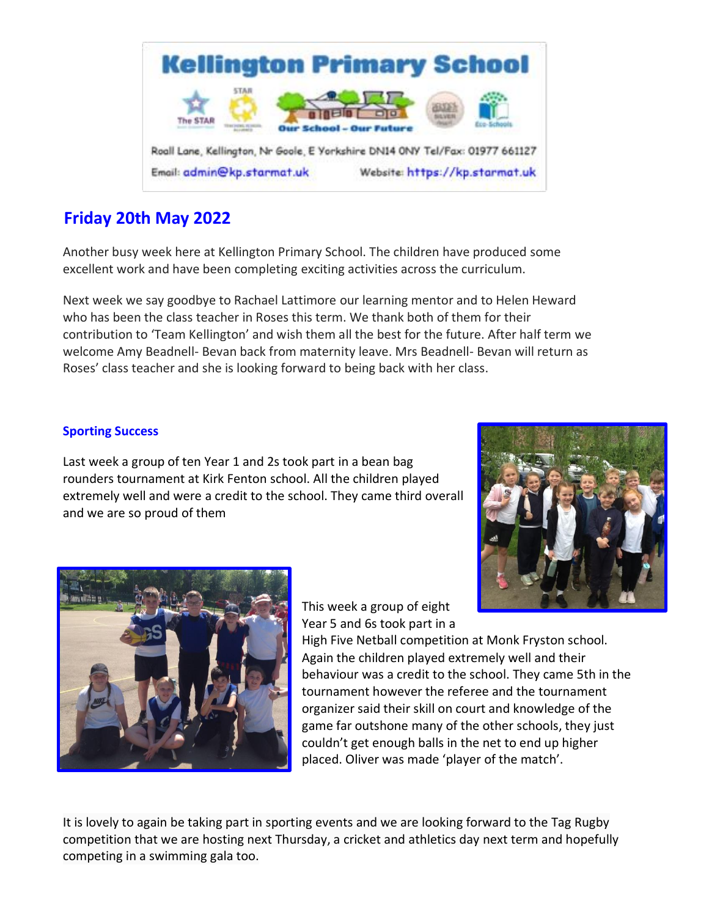# Kellington Primary School

Our School – Our Future

Roall Lane, Kellington, Nr Goole, E Yorkshire DN14 0NY Tel/Fax: 01977 661127

Email: admin@kp.starmat.uk Website: https://kp.starmat.uk

## Friday 20th May 2022

Another busy week here at Kellington Primary School. The children have produced some excellent work and have been completing exciting activities across the curriculum.

Next week we say goodbye to Rachael Lattimore our learning mentor and to Helen Heward who has been the class teacher in Roses this term. We thank both of them for their contribution to 'Team Kellington' and wish them all the best for the future. After half term we welcome Amy Beadnell- Bevan back from maternity leave. Mrs Beadnell- Bevan will return as Roses' class teacher and she is looking forward to being back with her class.

### Sporting Success

Last week a group of ten Year 1 and 2s took part in a bean bag rounders tournament at Kirk Fenton school. All the children played extremely well and were a credit to the school. They came third overall and we are so proud of them

This week a group of eight Year 5 and 6s took part in a High Five Netball competition at Monk Fryston school. Again the children played extremely well and their behaviour was a credit to the school. They came 5th in the tournament however the referee and the tournament organizer said their skill on court and knowledge of the game far outshone many of the other schools, they just couldn't get enough balls in the net to end up higher placed. Oliver was made 'player of the match'.

It is lovely to again be taking part in sporting events and we are looking forward to the Tag Rugby competition that we are hosting next Thursday, a cricket and athletics day next term and hopefully competing in a swimming gala too.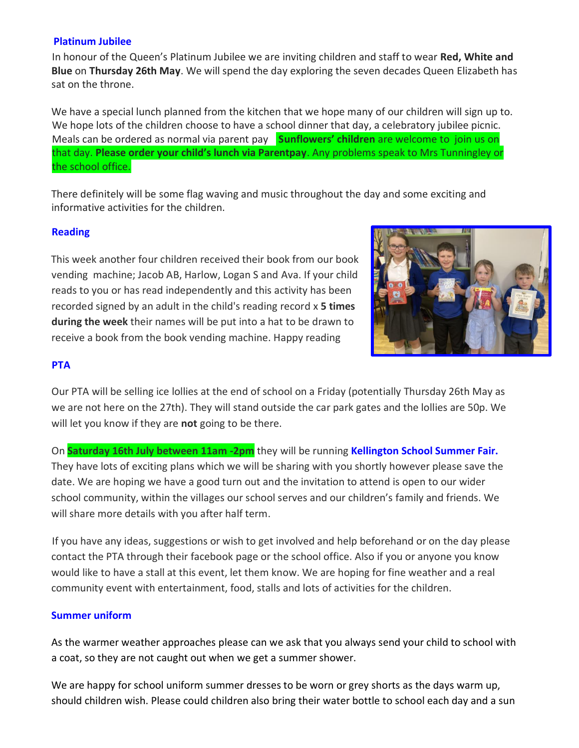## Platinum Jubilee

In honour of the Queen's Platinum Jubilee we are inviting children and staff to wear **Red, White and Blue** on **Thursday 26th May**. We will spend the day exploring the seven decades Queen Elizabeth has sat on the throne.

We have a special lunch planned from the kitchen that we hope many of our children will sign up to. We hope lots of the children choose to have a school dinner that day, a celebratory jubilee picnic. Meals can be ordered as normal via parent pay **Sunflowers' children** are welcome to join us on that day. **Please order your child's lunch via Parentpay**. Any problems speak to Mrs Tunningley or the school office.

There definitely will be some flag waving and music throughout the day and some exciting and informative activities for the children.

## Reading

This week another four children received their book from our book vending machine; Jacob AB, Harlow, Logan S and Ava. If your child reads to you or has read independently and this activity has been recorded signed by an adult in the child's reading record x **5 times during the week** their names will be put into a hat to be drawn to receive a book from the book vending machine. Happy reading

## PTA

Our PTA will be selling ice lollies at the end of school on a Friday (potentially Thursday 26th May as we are not here on the 27th). They will stand outside the car park gates and the lollies are 50p. We will let you know if they are **not** going to be there.

On **Saturday 16th July between 11am -2pm** they will be running **Kellington School Summer Fair.** They have lots of exciting plans which we will be sharing with you shortly however please save the date. We are hoping we have a good turn out and the invitation to attend is open to our wider school community, within the villages our school serves and our children's family and friends. We will share more details with you after half term.

If you have any ideas, suggestions or wish to get involved and help beforehand or on the day please contact the PTA through their facebook page or the school office. Also if you or anyone you know would like to have a stall at this event, let them know. We are hoping for fine weather and a real community event with entertainment, food, stalls and lots of activities for the children.

## Summer uniform

As the warmer weather approaches please can we ask that you always send your child to school with a coat, so they are not caught out when we get a summer shower.

We are happy for school uniform summer dresses to be worn or grey shorts as the days warm up, should children wish. Please could children also bring their water bottle to school each day and a sun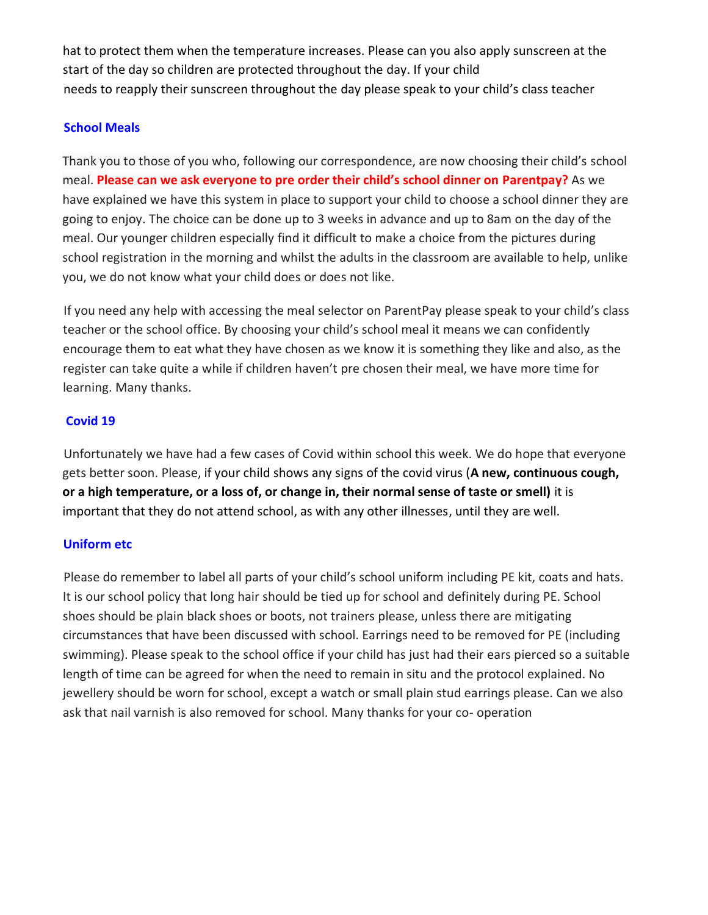hat to protect them when the temperature increases. Please can you also apply sunscreen at the start of the day so children are protected throughout the day. If your child needs to reapply their sunscreen throughout the day please speak to your child's class teacher

## School Meals

Thank you to those of you who, following our correspondence, are now choosing their child's school meal. **Please can we ask everyone to pre order their child's school dinner on Parentpay?** As we have explained we have this system in place to support your child to choose a school dinner they are going to enjoy. The choice can be done up to 3 weeks in advance and up to 8am on the day of the meal. Our younger children especially find it difficult to make a choice from the pictures during school registration in the morning and whilst the adults in the classroom are available to help, unlike you, we do not know what your child does or does not like.

If you need any help with accessing the meal selector on ParentPay please speak to your child's class teacher or the school office. By choosing your child's school meal it means we can confidently encourage them to eat what they have chosen as we know it is something they like and also, as the register can take quite a while if children haven't pre chosen their meal, we have more time for learning. Many thanks.

## Covid 19

Unfortunately we have had a few cases of Covid within school this week. We do hope that everyone gets better soon. Please, if your child shows any signs of the covid virus (**A new, continuous cough, or a high temperature, or a loss of, or change in, their normal sense of taste or smell)** it is important that they do not attend school, as with any other illnesses, until they are well.

## Uniform etc

Please do remember to label all parts of your child's school uniform including PE kit, coats and hats. It is our school policy that long hair should be tied up for school and definitely during PE. School shoes should be plain black shoes or boots, not trainers please, unless there are mitigating circumstances that have been discussed with school. Earrings need to be removed for PE (including swimming). Please speak to the school office if your child has just had their ears pierced so a suitable length of time can be agreed for when the need to remain in situ and the protocol explained. No jewellery should be worn for school, except a watch or small plain stud earrings please. Can we also ask that nail varnish is also removed for school. Many thanks for your co- operation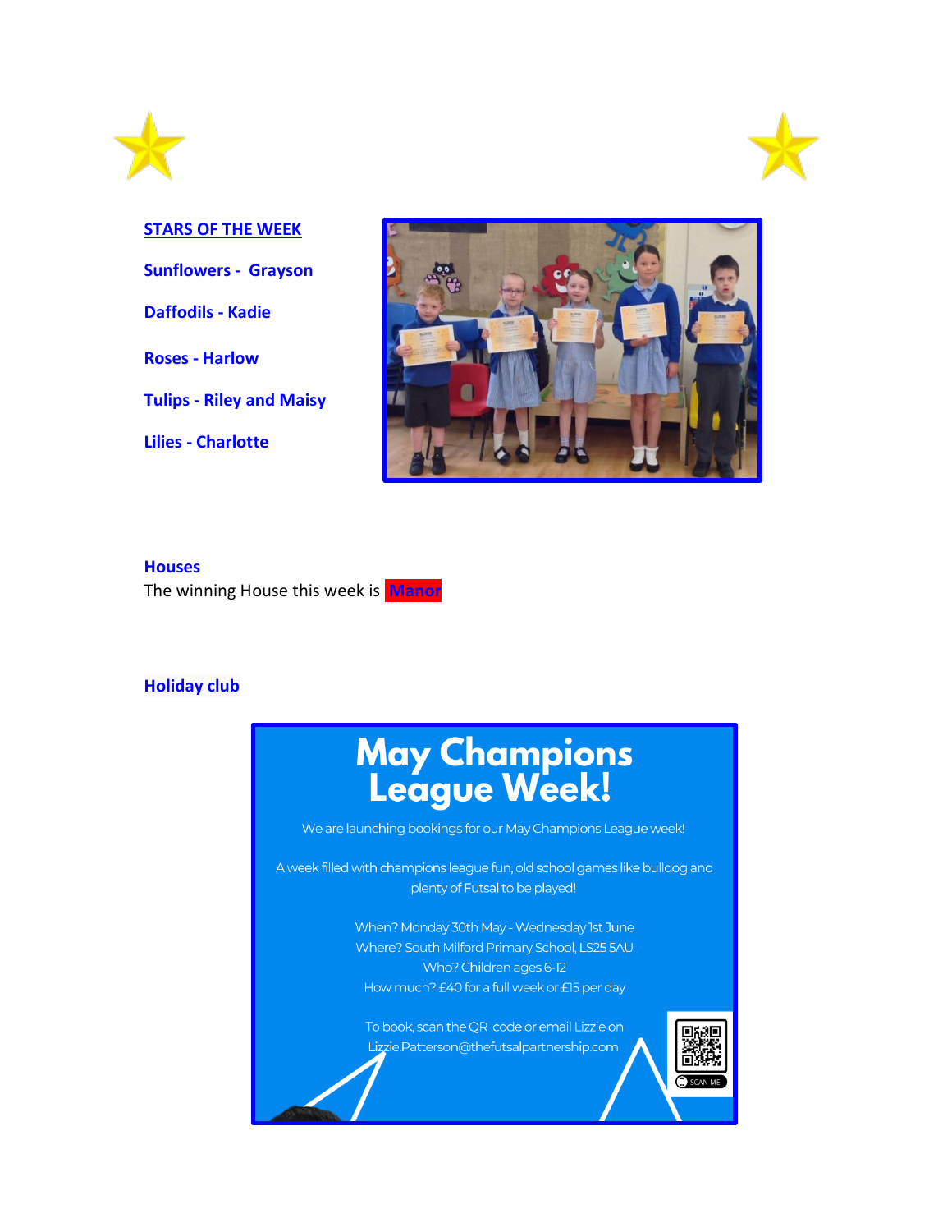## STARS OF THE WEEK

**Sunflowers - Grayson**

**Daffodils - Kadie**

**Roses - Harlow**

**Tulips - Riley and Maisy**

**Lilies - Charlotte**

**Houses**

The winning House this week is **Manor**

**Holiday club**

# May Champions League Week!

We are launching bookings for our May Champions League week!

A week filled with champions league fun, old school games like bulldog and plenty of Futsal to be played!

When? Monday 30th May - Wednesday 1st June
Where? South Milford Primary School, LS25 5AU
Who? Children ages 6-12
How much? £40 for a full week or £15 per day

To book, scan the QR code or email Lizzie on Lizzie.Patterson@thefutsalpartnership.com

SCAN ME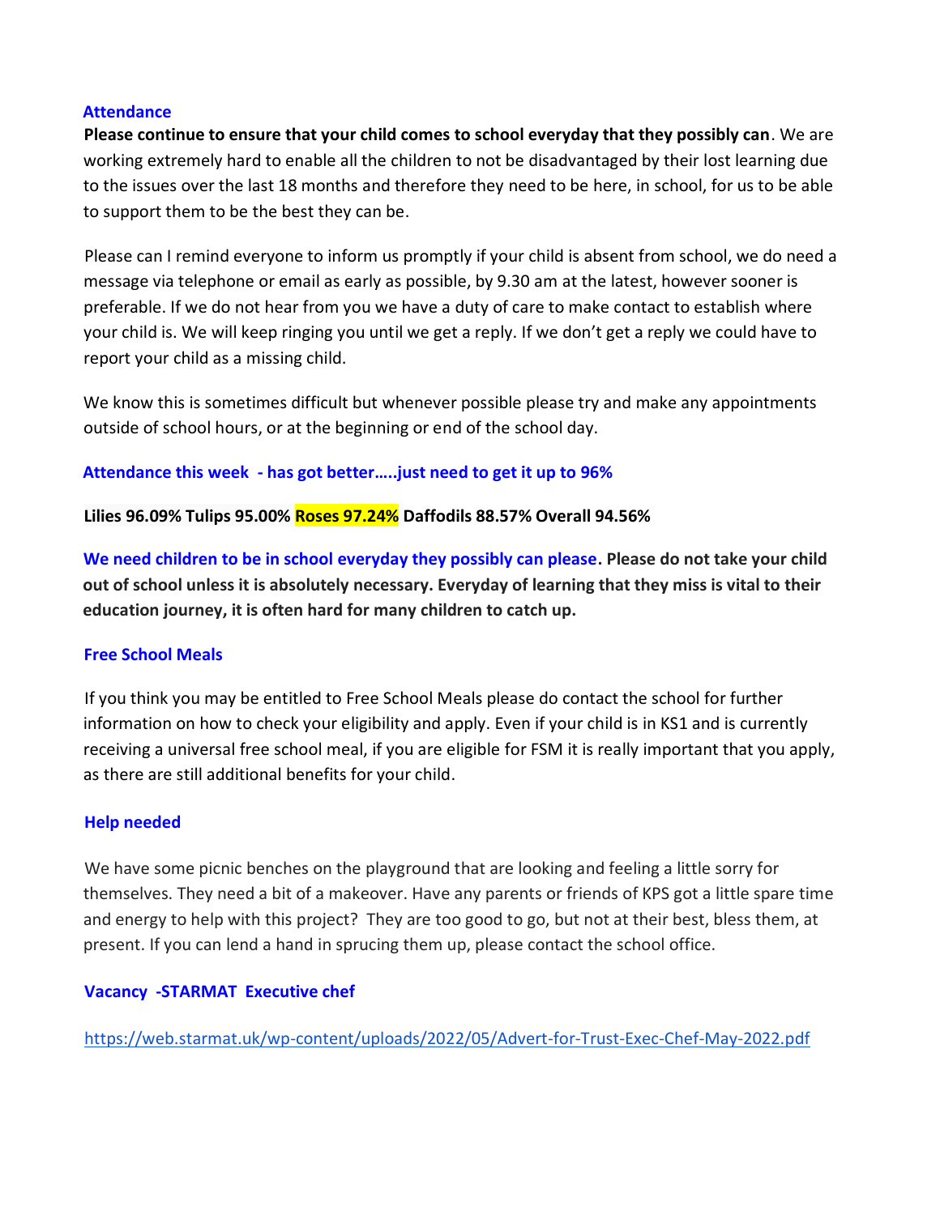## Attendance

**Please continue to ensure that your child comes to school everyday that they possibly can**. We are working extremely hard to enable all the children to not be disadvantaged by their lost learning due to the issues over the last 18 months and therefore they need to be here, in school, for us to be able to support them to be the best they can be.

Please can I remind everyone to inform us promptly if your child is absent from school, we do need a message via telephone or email as early as possible, by 9.30 am at the latest, however sooner is preferable. If we do not hear from you we have a duty of care to make contact to establish where your child is. We will keep ringing you until we get a reply. If we don't get a reply we could have to report your child as a missing child.

We know this is sometimes difficult but whenever possible please try and make any appointments outside of school hours, or at the beginning or end of the school day.

### Attendance this week - has got better…..just need to get it up to 96%

**Lilies 96.09% Tulips 95.00% Roses 97.24% Daffodils 88.57% Overall 94.56%**

**We need children to be in school everyday they possibly can please. Please do not take your child out of school unless it is absolutely necessary. Everyday of learning that they miss is vital to their education journey, it is often hard for many children to catch up.**

## Free School Meals

If you think you may be entitled to Free School Meals please do contact the school for further information on how to check your eligibility and apply. Even if your child is in KS1 and is currently receiving a universal free school meal, if you are eligible for FSM it is really important that you apply, as there are still additional benefits for your child.

## Help needed

We have some picnic benches on the playground that are looking and feeling a little sorry for themselves. They need a bit of a makeover. Have any parents or friends of KPS got a little spare time and energy to help with this project? They are too good to go, but not at their best, bless them, at present. If you can lend a hand in sprucing them up, please contact the school office.

## Vacancy -STARMAT Executive chef

https://web.starmat.uk/wp-content/uploads/2022/05/Advert-for-Trust-Exec-Chef-May-2022.pdf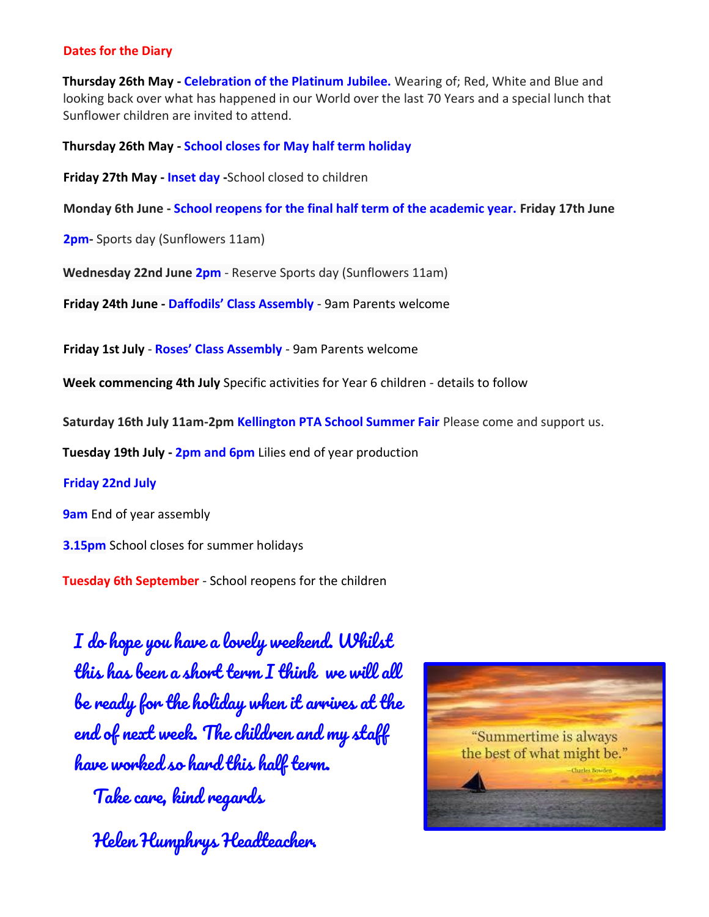## Dates for the Diary

**Thursday 26th May - Celebration of the Platinum Jubilee.** Wearing of; Red, White and Blue and looking back over what has happened in our World over the last 70 Years and a special lunch that Sunflower children are invited to attend.

**Thursday 26th May - School closes for May half term holiday**

**Friday 27th May - Inset day -**School closed to children

**Monday 6th June - School reopens for the final half term of the academic year.** **Friday 17th June**

**2pm-** Sports day (Sunflowers 11am)

**Wednesday 22nd June 2pm** - Reserve Sports day (Sunflowers 11am)

**Friday 24th June - Daffodils' Class Assembly** - 9am Parents welcome

**Friday 1st July** - **Roses' Class Assembly** - 9am Parents welcome

**Week commencing 4th July** Specific activities for Year 6 children - details to follow

**Saturday 16th July 11am-2pm Kellington PTA School Summer Fair** Please come and support us.

**Tuesday 19th July - 2pm and 6pm** Lilies end of year production

**Friday 22nd July**

**9am** End of year assembly

**3.15pm** School closes for summer holidays

**Tuesday 6th September** - School reopens for the children

*I do hope you have a lovely weekend. Whilst this has been a short term I think we will all be ready for the holiday when it arrives at the end of next week. The children and my staff have worked so hard this half term.*

*Take care, kind regards*

*Helen Humphrys Headteacher.*

"Summertime is always the best of what might be."
—Charles Bowden